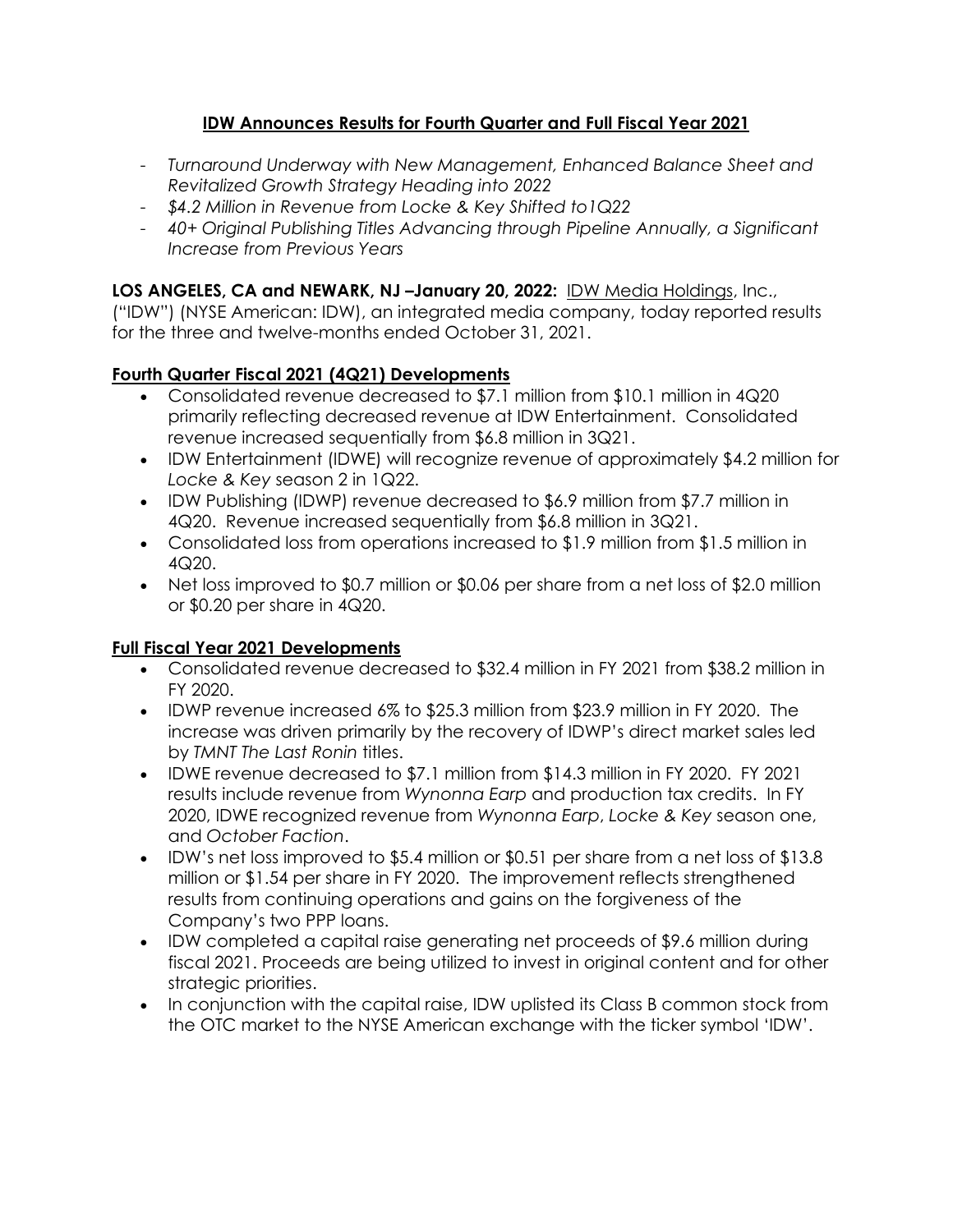# IDW Announces Results for Fourth Quarter and Full Fiscal Year 2021

- *Turnaround Underway with New Management, Enhanced Balance Sheet and Revitalized Growth Strategy Heading into 2022*
- *$4.2 Million in Revenue from Locke & Key Shifted to1Q22*
- *40+ Original Publishing Titles Advancing through Pipeline Annually, a Significant Increase from Previous Years*

**LOS ANGELES, CA and NEWARK, NJ –January 20, 2022:** IDW Media Holdings, Inc., ("IDW") (NYSE American: IDW), an integrated media company, today reported results for the three and twelve-months ended October 31, 2021.

## Fourth Quarter Fiscal 2021 (4Q21) Developments

- Consolidated revenue decreased to $7.1 million from $10.1 million in 4Q20 primarily reflecting decreased revenue at IDW Entertainment. Consolidated revenue increased sequentially from $6.8 million in 3Q21.
- IDW Entertainment (IDWE) will recognize revenue of approximately $4.2 million for *Locke & Key* season 2 in 1Q22.
- IDW Publishing (IDWP) revenue decreased to $6.9 million from $7.7 million in 4Q20. Revenue increased sequentially from $6.8 million in 3Q21.
- Consolidated loss from operations increased to $1.9 million from $1.5 million in 4Q20.
- Net loss improved to $0.7 million or $0.06 per share from a net loss of $2.0 million or $0.20 per share in 4Q20.

## Full Fiscal Year 2021 Developments

- Consolidated revenue decreased to $32.4 million in FY 2021 from $38.2 million in FY 2020.
- IDWP revenue increased 6% to $25.3 million from $23.9 million in FY 2020. The increase was driven primarily by the recovery of IDWP's direct market sales led by *TMNT The Last Ronin* titles.
- IDWE revenue decreased to $7.1 million from $14.3 million in FY 2020. FY 2021 results include revenue from *Wynonna Earp* and production tax credits. In FY 2020, IDWE recognized revenue from *Wynonna Earp*, *Locke & Key* season one, and *October Faction*.
- IDW's net loss improved to $5.4 million or $0.51 per share from a net loss of $13.8 million or $1.54 per share in FY 2020. The improvement reflects strengthened results from continuing operations and gains on the forgiveness of the Company's two PPP loans.
- IDW completed a capital raise generating net proceeds of $9.6 million during fiscal 2021. Proceeds are being utilized to invest in original content and for other strategic priorities.
- In conjunction with the capital raise, IDW uplisted its Class B common stock from the OTC market to the NYSE American exchange with the ticker symbol 'IDW'.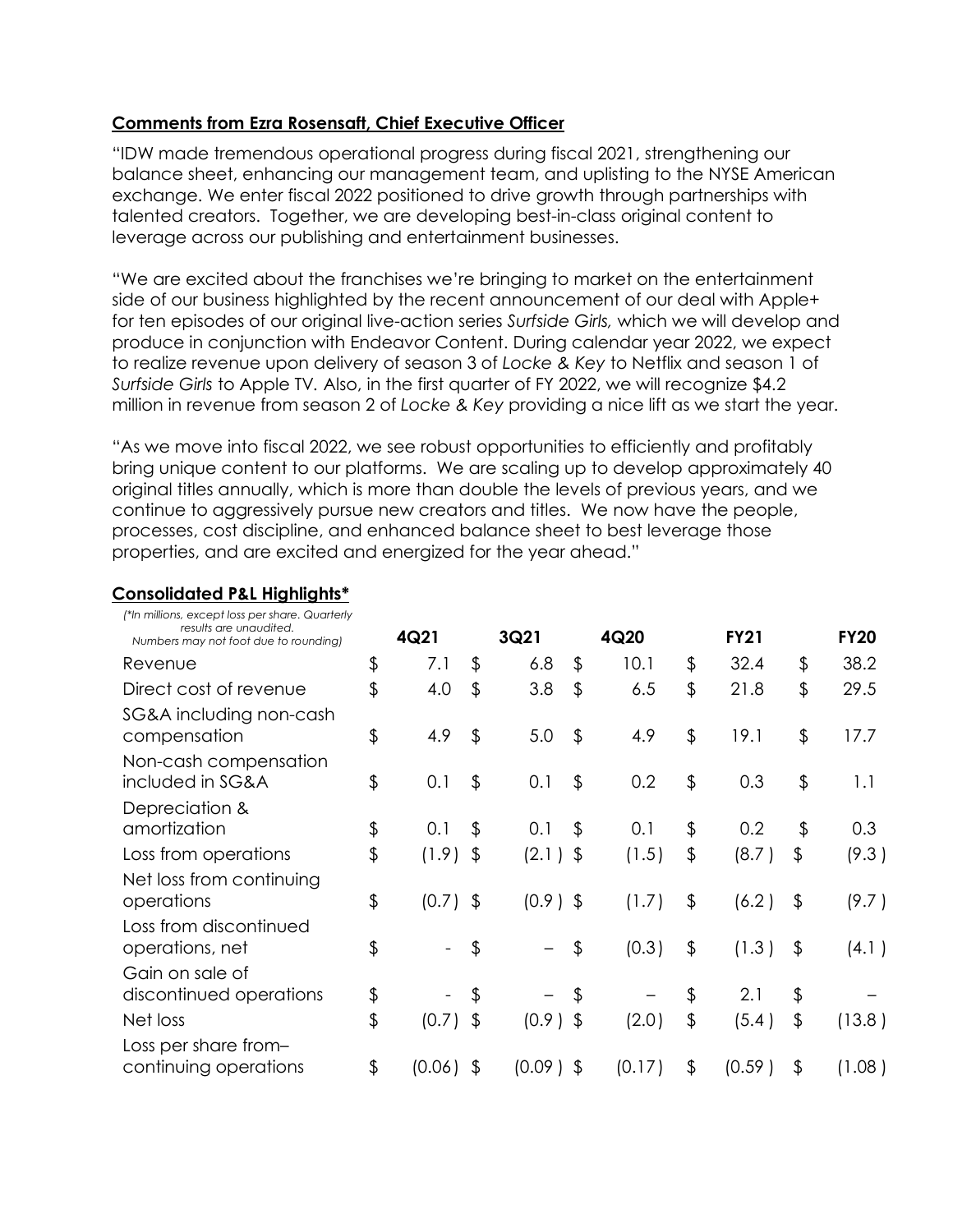**Comments from Ezra Rosensaft, Chief Executive Officer**

"IDW made tremendous operational progress during fiscal 2021, strengthening our balance sheet, enhancing our management team, and uplisting to the NYSE American exchange. We enter fiscal 2022 positioned to drive growth through partnerships with talented creators. Together, we are developing best-in-class original content to leverage across our publishing and entertainment businesses.

"We are excited about the franchises we're bringing to market on the entertainment side of our business highlighted by the recent announcement of our deal with Apple+ for ten episodes of our original live-action series *Surfside Girls,* which we will develop and produce in conjunction with Endeavor Content. During calendar year 2022, we expect to realize revenue upon delivery of season 3 of *Locke & Key* to Netflix and season 1 of *Surfside Girls* to Apple TV. Also, in the first quarter of FY 2022, we will recognize $4.2 million in revenue from season 2 of *Locke & Key* providing a nice lift as we start the year.

"As we move into fiscal 2022, we see robust opportunities to efficiently and profitably bring unique content to our platforms. We are scaling up to develop approximately 40 original titles annually, which is more than double the levels of previous years, and we continue to aggressively pursue new creators and titles. We now have the people, processes, cost discipline, and enhanced balance sheet to best leverage those properties, and are excited and energized for the year ahead."

**Consolidated P&L Highlights***

| *(\*In millions, except loss per share. Quarterly results are unaudited. Numbers may not foot due to rounding)* | 4Q21 | 3Q21 | 4Q20 | FY21 | FY20 |
|---|---|---|---|---|---|
| Revenue | $ 7.1 | $ 6.8 | $ 10.1 | $ 32.4 | $ 38.2 |
| Direct cost of revenue | $ 4.0 | $ 3.8 | $ 6.5 | $ 21.8 | $ 29.5 |
| SG&A including non-cash compensation | $ 4.9 | $ 5.0 | $ 4.9 | $ 19.1 | $ 17.7 |
| Non-cash compensation included in SG&A | $ 0.1 | $ 0.1 | $ 0.2 | $ 0.3 | $ 1.1 |
| Depreciation & amortization | $ 0.1 | $ 0.1 | $ 0.1 | $ 0.2 | $ 0.3 |
| Loss from operations | $ (1.9) | $ (2.1) | $ (1.5) | $ (8.7) | $ (9.3) |
| Net loss from continuing operations | $ (0.7) | $ (0.9) | $ (1.7) | $ (6.2) | $ (9.7) |
| Loss from discontinued operations, net | $ - | $ – | $ (0.3) | $ (1.3) | $ (4.1) |
| Gain on sale of discontinued operations | $ - | $ – | $ – | $ 2.1 | $ – |
| Net loss | $ (0.7) | $ (0.9) | $ (2.0) | $ (5.4) | $ (13.8) |
| Loss per share from– continuing operations | $ (0.06) | $ (0.09) | $ (0.17) | $ (0.59) | $ (1.08) |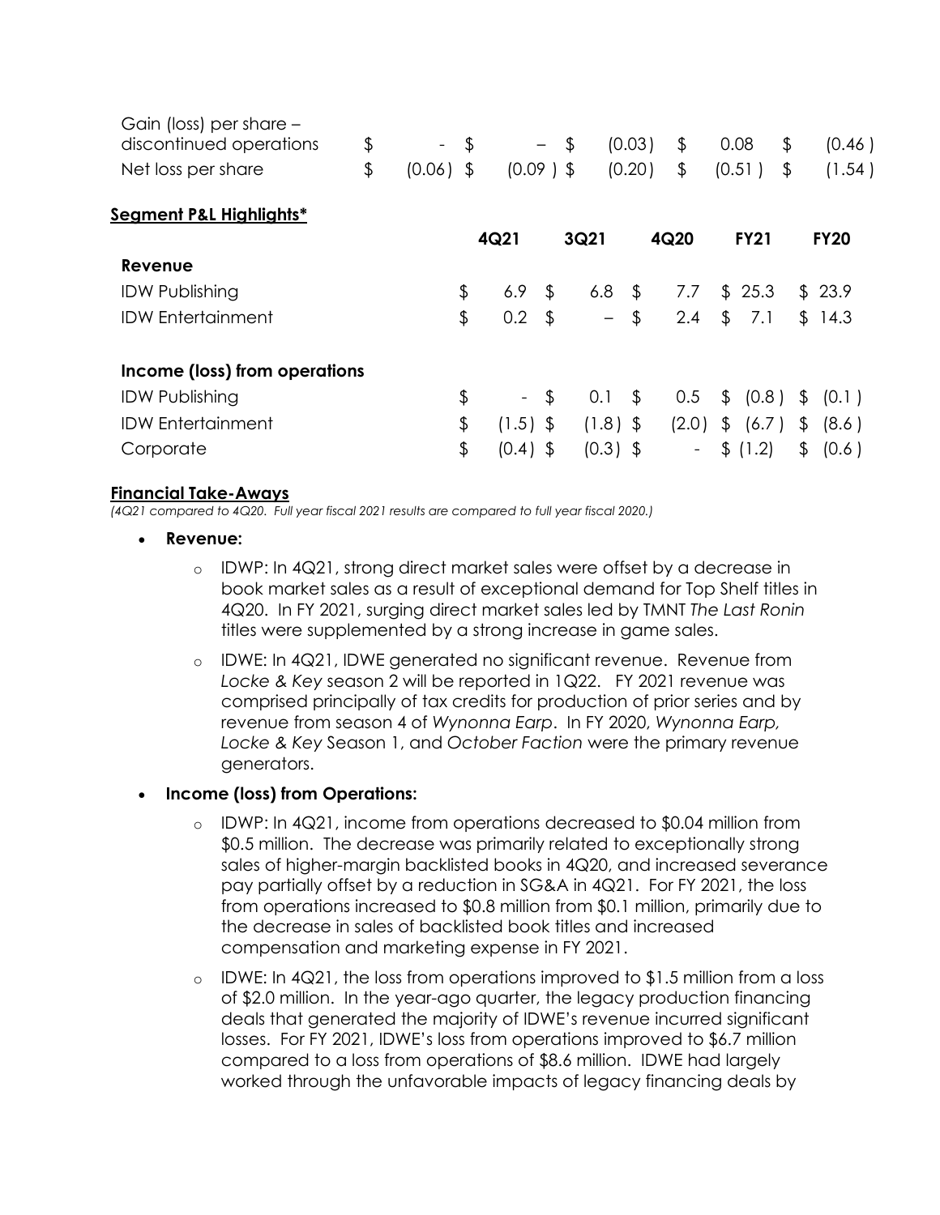| | | | | | |
|---|---|---|---|---|---|
| Gain (loss) per share – discontinued operations | $ - | $ – | $ (0.03) | $ 0.08 | $ (0.46) |
| Net loss per share | $ (0.06) | $ (0.09) | $ (0.20) | $ (0.51) | $ (1.54) |

**Segment P&L Highlights***

| | 4Q21 | 3Q21 | 4Q20 | FY21 | FY20 |
|---|---|---|---|---|---|
| **Revenue** | | | | | |
| IDW Publishing | $ 6.9 | $ 6.8 | $ 7.7 | $ 25.3 | $ 23.9 |
| IDW Entertainment | $ 0.2 | $ – | $ 2.4 | $ 7.1 | $ 14.3 |
| | | | | | |
| **Income (loss) from operations** | | | | | |
| IDW Publishing | $ - | $ 0.1 | $ 0.5 | $ (0.8) | $ (0.1) |
| IDW Entertainment | $ (1.5) | $ (1.8) | $ (2.0) | $ (6.7) | $ (8.6) |
| Corporate | $ (0.4) | $ (0.3) | $ - | $ (1.2) | $ (0.6) |

**Financial Take-Aways**

*(4Q21 compared to 4Q20. Full year fiscal 2021 results are compared to full year fiscal 2020.)*

- **Revenue:**
  - IDWP: In 4Q21, strong direct market sales were offset by a decrease in book market sales as a result of exceptional demand for Top Shelf titles in 4Q20. In FY 2021, surging direct market sales led by TMNT *The Last Ronin* titles were supplemented by a strong increase in game sales.
  - IDWE: In 4Q21, IDWE generated no significant revenue. Revenue from *Locke & Key* season 2 will be reported in 1Q22. FY 2021 revenue was comprised principally of tax credits for production of prior series and by revenue from season 4 of *Wynonna Earp*. In FY 2020, *Wynonna Earp, Locke & Key* Season 1, and *October Faction* were the primary revenue generators.
- **Income (loss) from Operations:**
  - IDWP: In 4Q21, income from operations decreased to \$0.04 million from \$0.5 million. The decrease was primarily related to exceptionally strong sales of higher-margin backlisted books in 4Q20, and increased severance pay partially offset by a reduction in SG&A in 4Q21. For FY 2021, the loss from operations increased to \$0.8 million from \$0.1 million, primarily due to the decrease in sales of backlisted book titles and increased compensation and marketing expense in FY 2021.
  - IDWE: In 4Q21, the loss from operations improved to \$1.5 million from a loss of \$2.0 million. In the year-ago quarter, the legacy production financing deals that generated the majority of IDWE's revenue incurred significant losses. For FY 2021, IDWE's loss from operations improved to \$6.7 million compared to a loss from operations of \$8.6 million. IDWE had largely worked through the unfavorable impacts of legacy financing deals by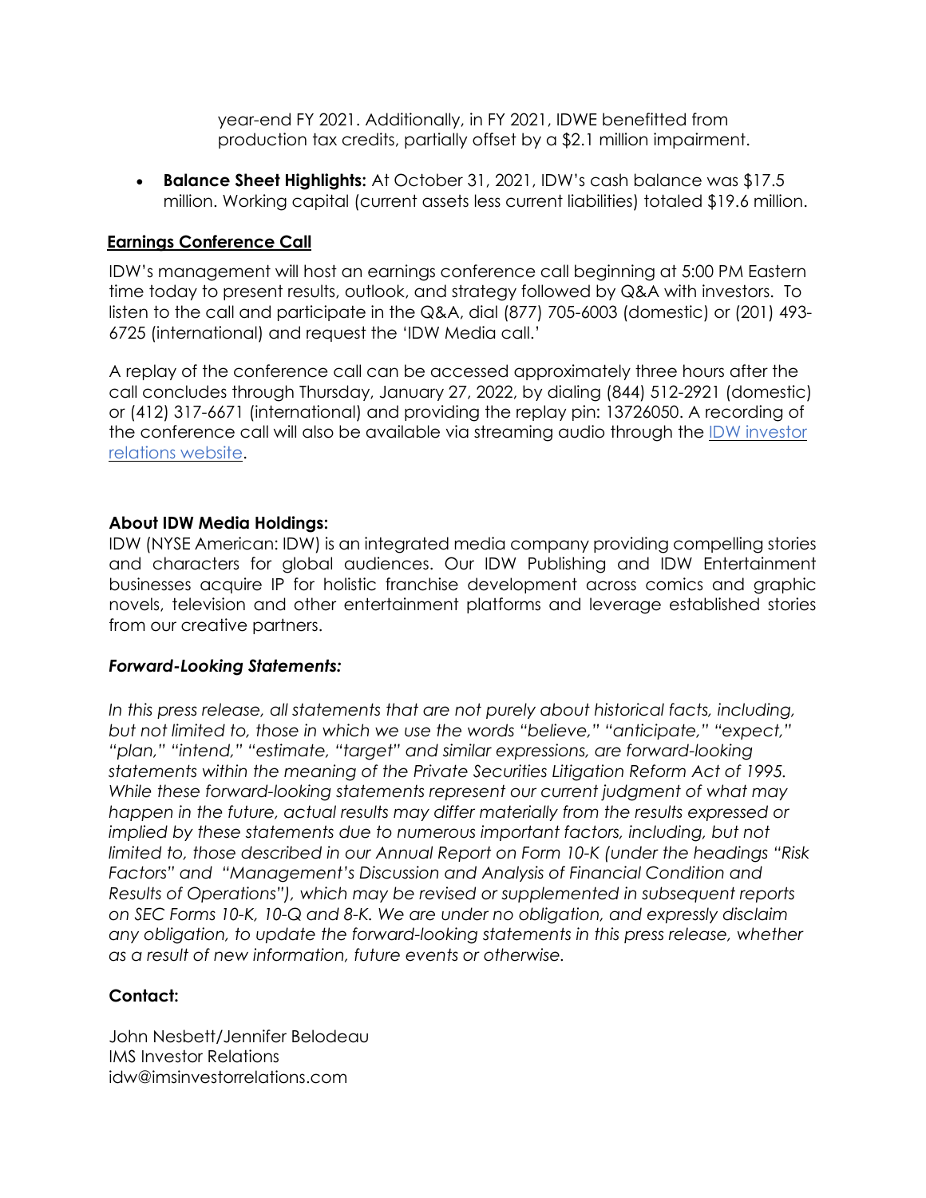year-end FY 2021. Additionally, in FY 2021, IDWE benefitted from production tax credits, partially offset by a $2.1 million impairment.

- **Balance Sheet Highlights:** At October 31, 2021, IDW's cash balance was $17.5 million. Working capital (current assets less current liabilities) totaled $19.6 million.

## Earnings Conference Call

IDW's management will host an earnings conference call beginning at 5:00 PM Eastern time today to present results, outlook, and strategy followed by Q&A with investors. To listen to the call and participate in the Q&A, dial (877) 705-6003 (domestic) or (201) 493-6725 (international) and request the 'IDW Media call.'

A replay of the conference call can be accessed approximately three hours after the call concludes through Thursday, January 27, 2022, by dialing (844) 512-2921 (domestic) or (412) 317-6671 (international) and providing the replay pin: 13726050. A recording of the conference call will also be available via streaming audio through the IDW investor relations website.

**About IDW Media Holdings:**

IDW (NYSE American: IDW) is an integrated media company providing compelling stories and characters for global audiences. Our IDW Publishing and IDW Entertainment businesses acquire IP for holistic franchise development across comics and graphic novels, television and other entertainment platforms and leverage established stories from our creative partners.

***Forward-Looking Statements:***

*In this press release, all statements that are not purely about historical facts, including, but not limited to, those in which we use the words "believe," "anticipate," "expect," "plan," "intend," "estimate, "target" and similar expressions, are forward-looking statements within the meaning of the Private Securities Litigation Reform Act of 1995. While these forward-looking statements represent our current judgment of what may happen in the future, actual results may differ materially from the results expressed or implied by these statements due to numerous important factors, including, but not limited to, those described in our Annual Report on Form 10-K (under the headings "Risk Factors" and "Management's Discussion and Analysis of Financial Condition and Results of Operations"), which may be revised or supplemented in subsequent reports on SEC Forms 10-K, 10-Q and 8-K. We are under no obligation, and expressly disclaim any obligation, to update the forward-looking statements in this press release, whether as a result of new information, future events or otherwise.*

**Contact:**

John Nesbett/Jennifer Belodeau
IMS Investor Relations
idw@imsinvestorrelations.com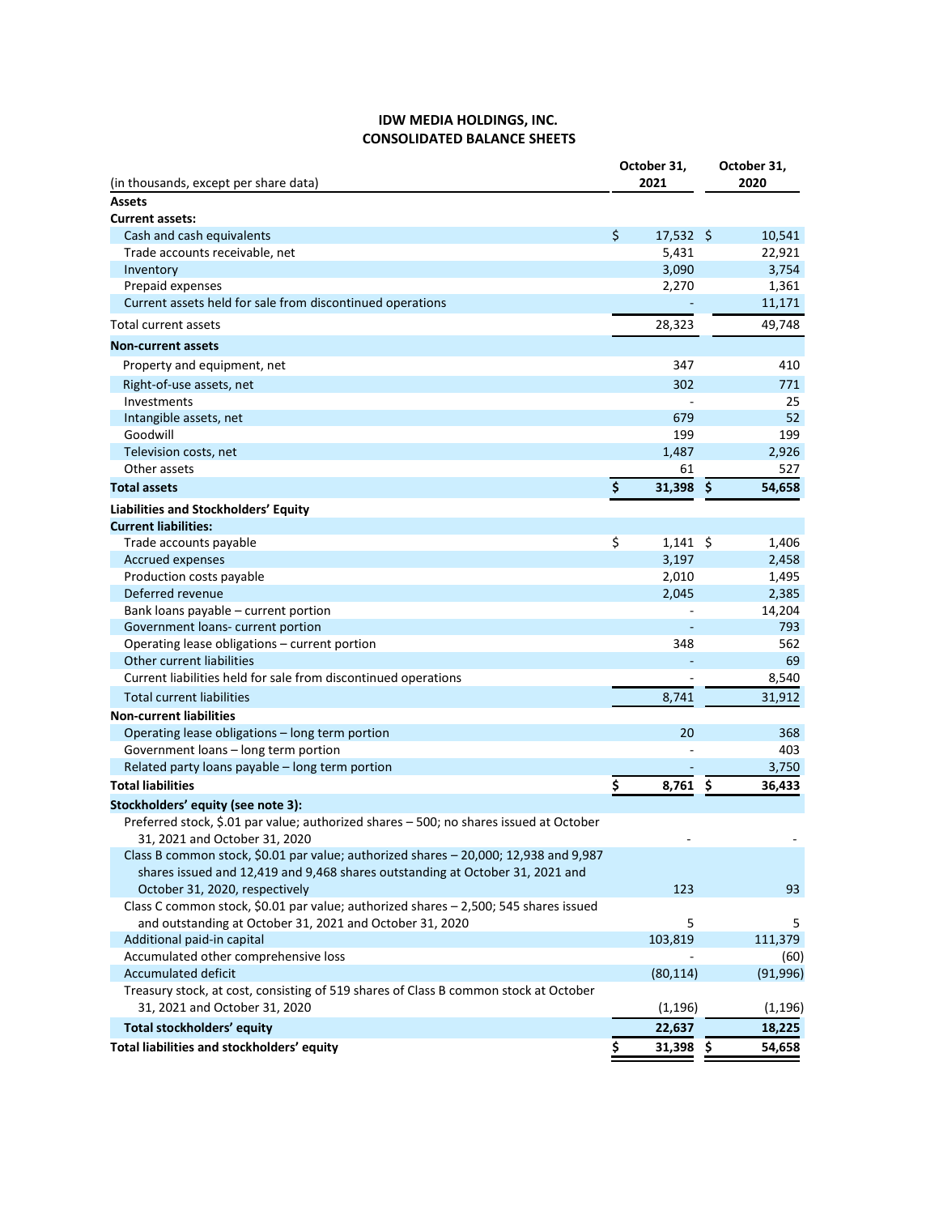# IDW MEDIA HOLDINGS, INC.
## CONSOLIDATED BALANCE SHEETS

| (in thousands, except per share data) | October 31, 2021 | October 31, 2020 |
|---|---|---|
| **Assets** | | |
| **Current assets:** | | |
| Cash and cash equivalents | $ 17,532 | $ 10,541 |
| Trade accounts receivable, net | 5,431 | 22,921 |
| Inventory | 3,090 | 3,754 |
| Prepaid expenses | 2,270 | 1,361 |
| Current assets held for sale from discontinued operations | - | 11,171 |
| Total current assets | 28,323 | 49,748 |
| **Non-current assets** | | |
| Property and equipment, net | 347 | 410 |
| Right-of-use assets, net | 302 | 771 |
| Investments | - | 25 |
| Intangible assets, net | 679 | 52 |
| Goodwill | 199 | 199 |
| Television costs, net | 1,487 | 2,926 |
| Other assets | 61 | 527 |
| **Total assets** | **$ 31,398** | **$ 54,658** |
| **Liabilities and Stockholders' Equity** | | |
| **Current liabilities:** | | |
| Trade accounts payable | $ 1,141 | $ 1,406 |
| Accrued expenses | 3,197 | 2,458 |
| Production costs payable | 2,010 | 1,495 |
| Deferred revenue | 2,045 | 2,385 |
| Bank loans payable – current portion | - | 14,204 |
| Government loans- current portion | - | 793 |
| Operating lease obligations – current portion | 348 | 562 |
| Other current liabilities | - | 69 |
| Current liabilities held for sale from discontinued operations | - | 8,540 |
| Total current liabilities | 8,741 | 31,912 |
| **Non-current liabilities** | | |
| Operating lease obligations – long term portion | 20 | 368 |
| Government loans – long term portion | - | 403 |
| Related party loans payable – long term portion | - | 3,750 |
| **Total liabilities** | **$ 8,761** | **$ 36,433** |
| **Stockholders' equity (see note 3):** | | |
| Preferred stock, $.01 par value; authorized shares – 500; no shares issued at October 31, 2021 and October 31, 2020 | - | - |
| Class B common stock, $0.01 par value; authorized shares – 20,000; 12,938 and 9,987 shares issued and 12,419 and 9,468 shares outstanding at October 31, 2021 and October 31, 2020, respectively | 123 | 93 |
| Class C common stock, $0.01 par value; authorized shares – 2,500; 545 shares issued and outstanding at October 31, 2021 and October 31, 2020 | 5 | 5 |
| Additional paid-in capital | 103,819 | 111,379 |
| Accumulated other comprehensive loss | - | (60) |
| Accumulated deficit | (80,114) | (91,996) |
| Treasury stock, at cost, consisting of 519 shares of Class B common stock at October 31, 2021 and October 31, 2020 | (1,196) | (1,196) |
| **Total stockholders' equity** | **22,637** | **18,225** |
| **Total liabilities and stockholders' equity** | **$ 31,398** | **$ 54,658** |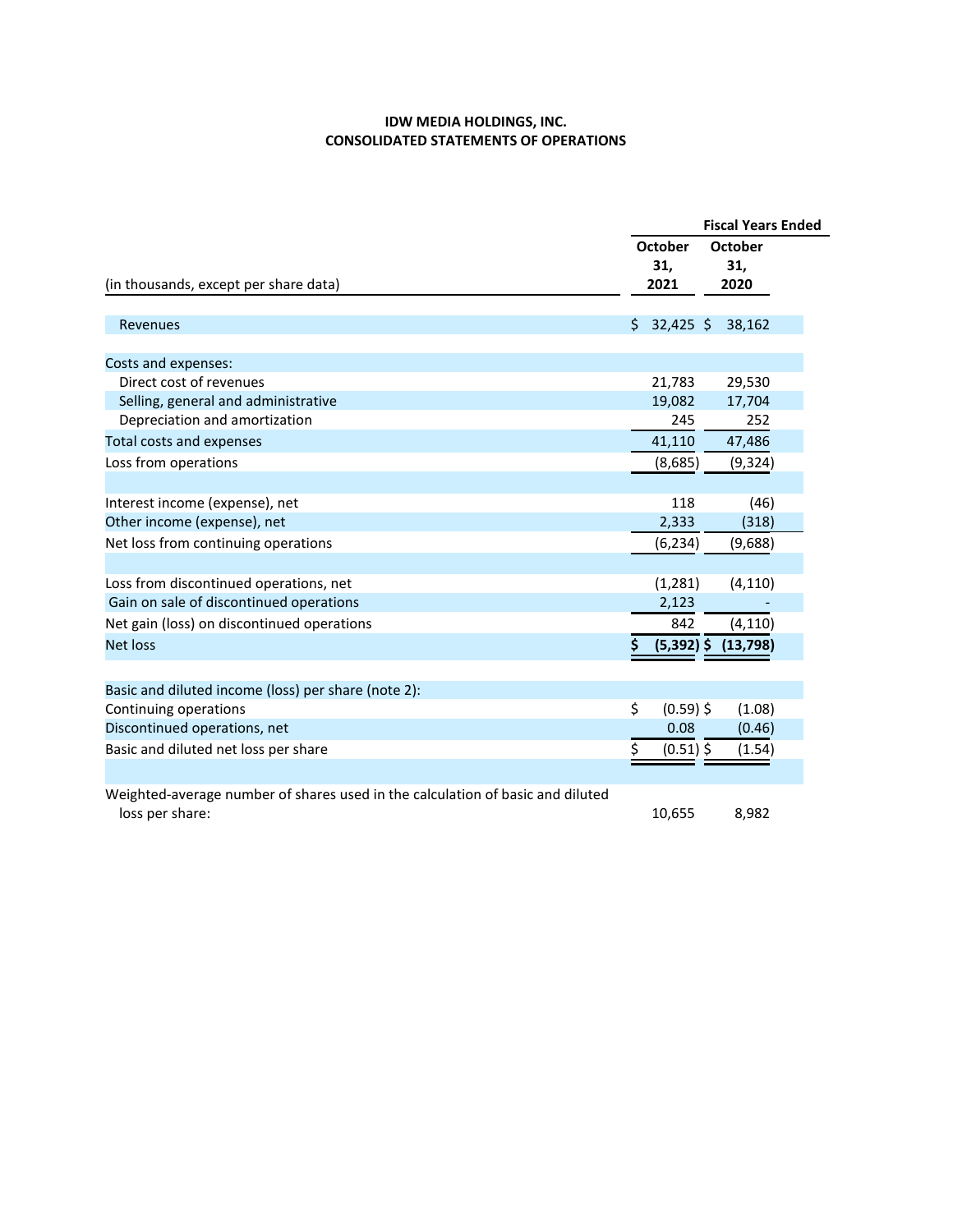**IDW MEDIA HOLDINGS, INC.**
**CONSOLIDATED STATEMENTS OF OPERATIONS**

| (in thousands, except per share data) | Fiscal Years Ended October 31, 2021 | Fiscal Years Ended October 31, 2020 |
|---|---|---|
| Revenues | $ 32,425 | $ 38,162 |
| Costs and expenses: | | |
| Direct cost of revenues | 21,783 | 29,530 |
| Selling, general and administrative | 19,082 | 17,704 |
| Depreciation and amortization | 245 | 252 |
| Total costs and expenses | 41,110 | 47,486 |
| Loss from operations | (8,685) | (9,324) |
| Interest income (expense), net | 118 | (46) |
| Other income (expense), net | 2,333 | (318) |
| Net loss from continuing operations | (6,234) | (9,688) |
| Loss from discontinued operations, net | (1,281) | (4,110) |
| Gain on sale of discontinued operations | 2,123 | - |
| Net gain (loss) on discontinued operations | 842 | (4,110) |
| **Net loss** | **$ (5,392)** | **$ (13,798)** |
| Basic and diluted income (loss) per share (note 2): | | |
| Continuing operations | $ (0.59) | $ (1.08) |
| Discontinued operations, net | 0.08 | (0.46) |
| Basic and diluted net loss per share | $ (0.51) | $ (1.54) |
| Weighted-average number of shares used in the calculation of basic and diluted loss per share: | 10,655 | 8,982 |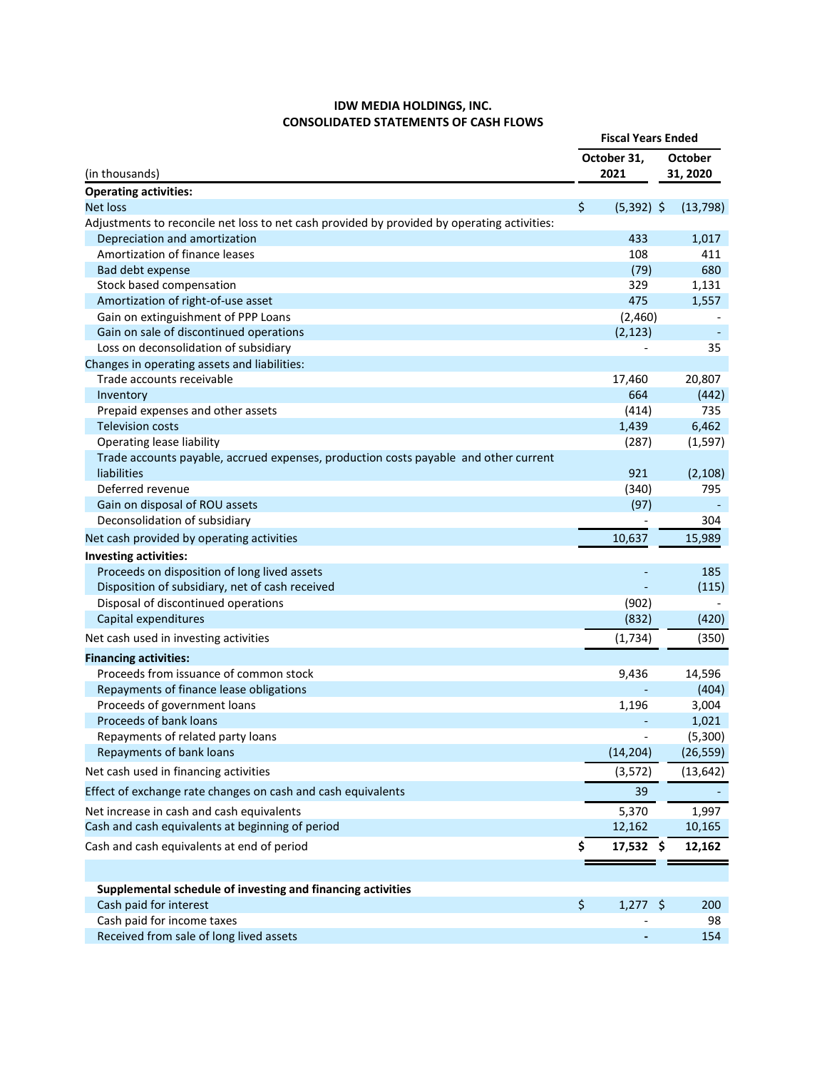**IDW MEDIA HOLDINGS, INC.**
**CONSOLIDATED STATEMENTS OF CASH FLOWS**

| (in thousands) | Fiscal Years Ended October 31, 2021 | Fiscal Years Ended October 31, 2020 |
|---|---|---|
| **Operating activities:** | | |
| Net loss | $ (5,392) | $ (13,798) |
| Adjustments to reconcile net loss to net cash provided by provided by operating activities: | | |
| Depreciation and amortization | 433 | 1,017 |
| Amortization of finance leases | 108 | 411 |
| Bad debt expense | (79) | 680 |
| Stock based compensation | 329 | 1,131 |
| Amortization of right-of-use asset | 475 | 1,557 |
| Gain on extinguishment of PPP Loans | (2,460) | - |
| Gain on sale of discontinued operations | (2,123) | - |
| Loss on deconsolidation of subsidiary | - | 35 |
| Changes in operating assets and liabilities: | | |
| Trade accounts receivable | 17,460 | 20,807 |
| Inventory | 664 | (442) |
| Prepaid expenses and other assets | (414) | 735 |
| Television costs | 1,439 | 6,462 |
| Operating lease liability | (287) | (1,597) |
| Trade accounts payable, accrued expenses, production costs payable and other current liabilities | 921 | (2,108) |
| Deferred revenue | (340) | 795 |
| Gain on disposal of ROU assets | (97) | - |
| Deconsolidation of subsidiary | - | 304 |
| Net cash provided by operating activities | 10,637 | 15,989 |
| **Investing activities:** | | |
| Proceeds on disposition of long lived assets | - | 185 |
| Disposition of subsidiary, net of cash received | - | (115) |
| Disposal of discontinued operations | (902) | - |
| Capital expenditures | (832) | (420) |
| Net cash used in investing activities | (1,734) | (350) |
| **Financing activities:** | | |
| Proceeds from issuance of common stock | 9,436 | 14,596 |
| Repayments of finance lease obligations | - | (404) |
| Proceeds of government loans | 1,196 | 3,004 |
| Proceeds of bank loans | - | 1,021 |
| Repayments of related party loans | - | (5,300) |
| Repayments of bank loans | (14,204) | (26,559) |
| Net cash used in financing activities | (3,572) | (13,642) |
| Effect of exchange rate changes on cash and cash equivalents | 39 | - |
| Net increase in cash and cash equivalents | 5,370 | 1,997 |
| Cash and cash equivalents at beginning of period | 12,162 | 10,165 |
| Cash and cash equivalents at end of period | **$ 17,532** | **$ 12,162** |
| | | |
| **Supplemental schedule of investing and financing activities** | | |
| Cash paid for interest | $ 1,277 | $ 200 |
| Cash paid for income taxes | - | 98 |
| Received from sale of long lived assets | - | 154 |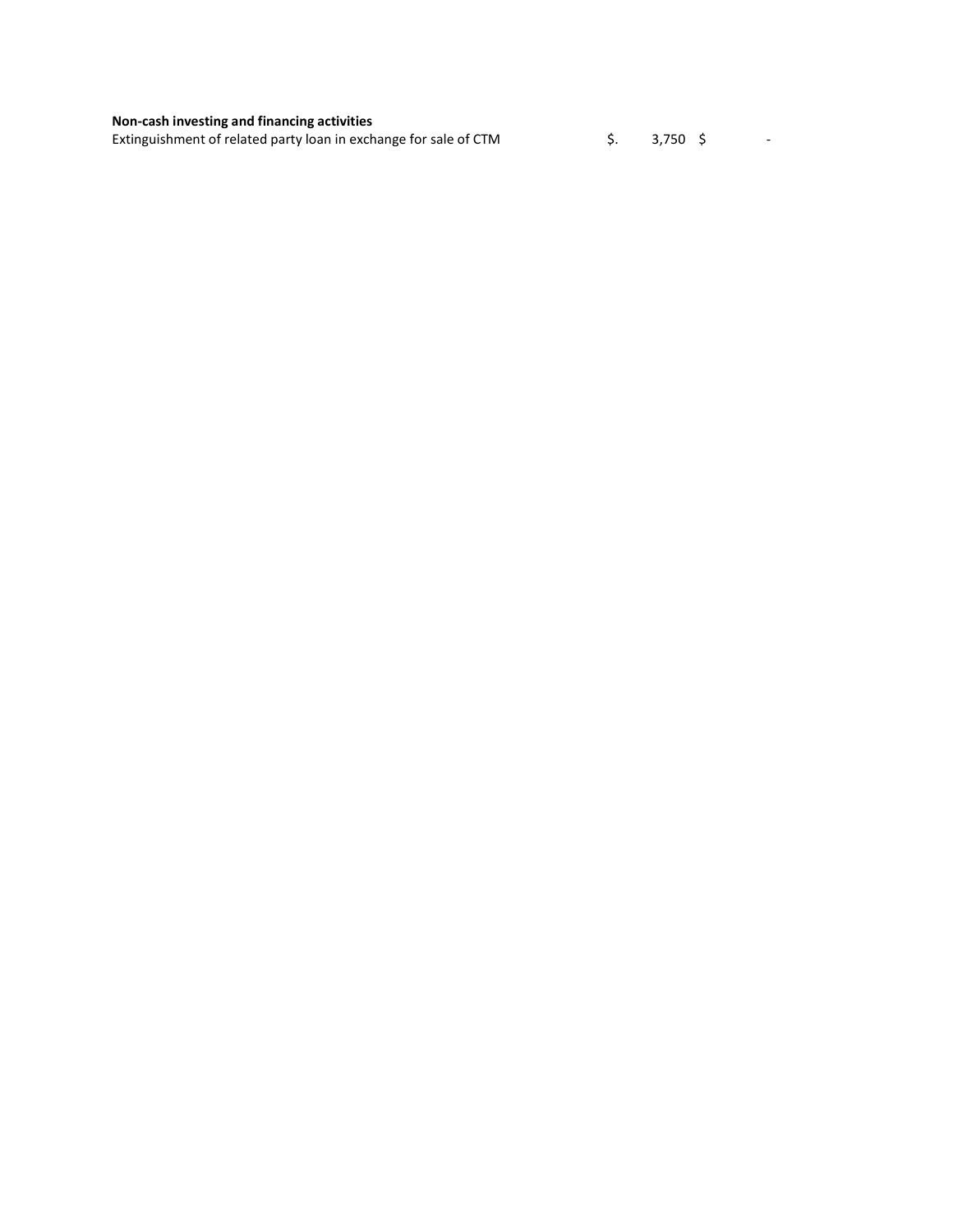**Non-cash investing and financing activities**

| | | |
|---|---|---|
| Extinguishment of related party loan in exchange for sale of CTM | $. 3,750 | $ - |